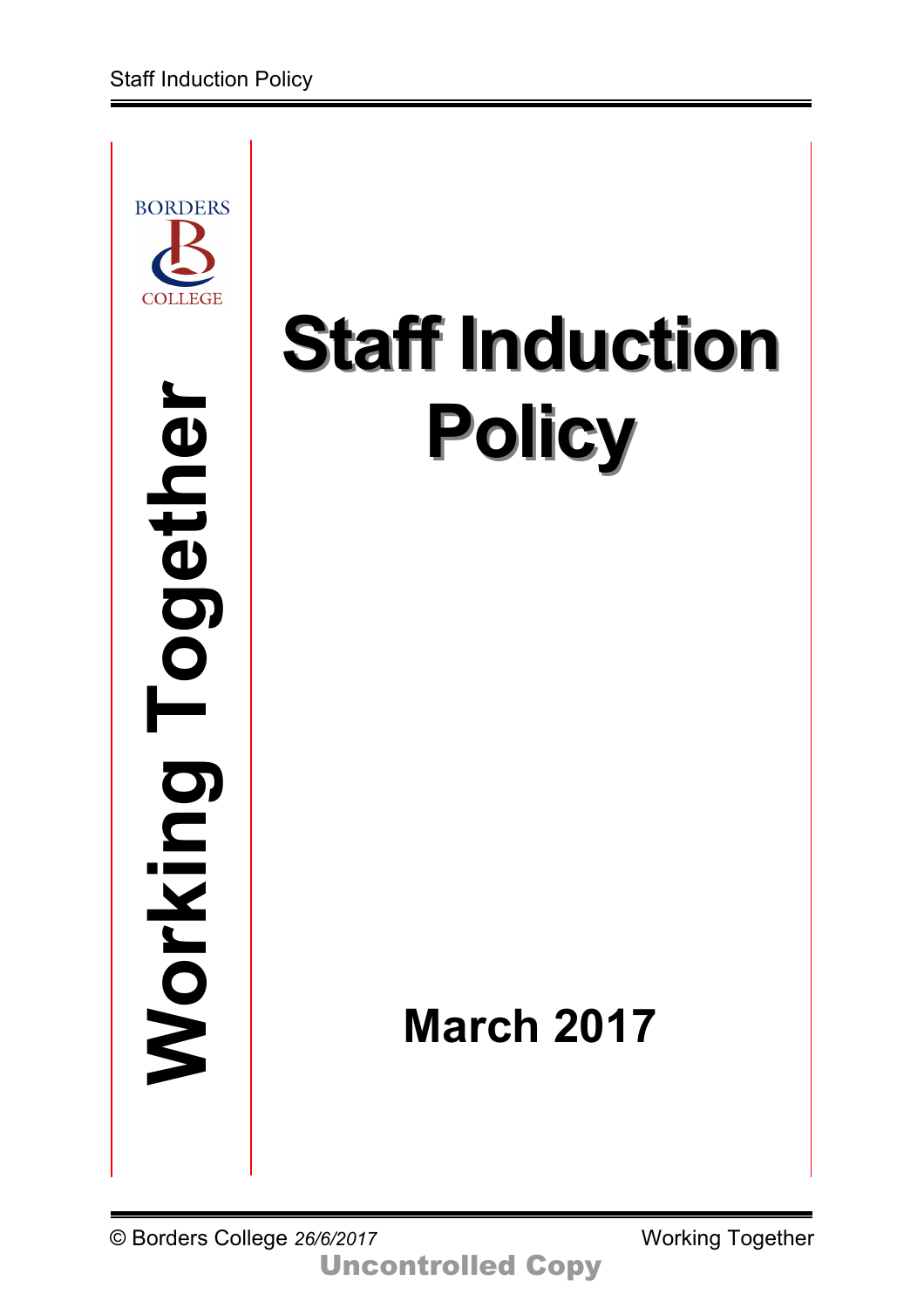BORDERS COLLEGE

**Working Together**

# Staff Induction Policy

**March 2017**

© Borders College *26/6/2017* Working Together

**Uncontrolled Copy**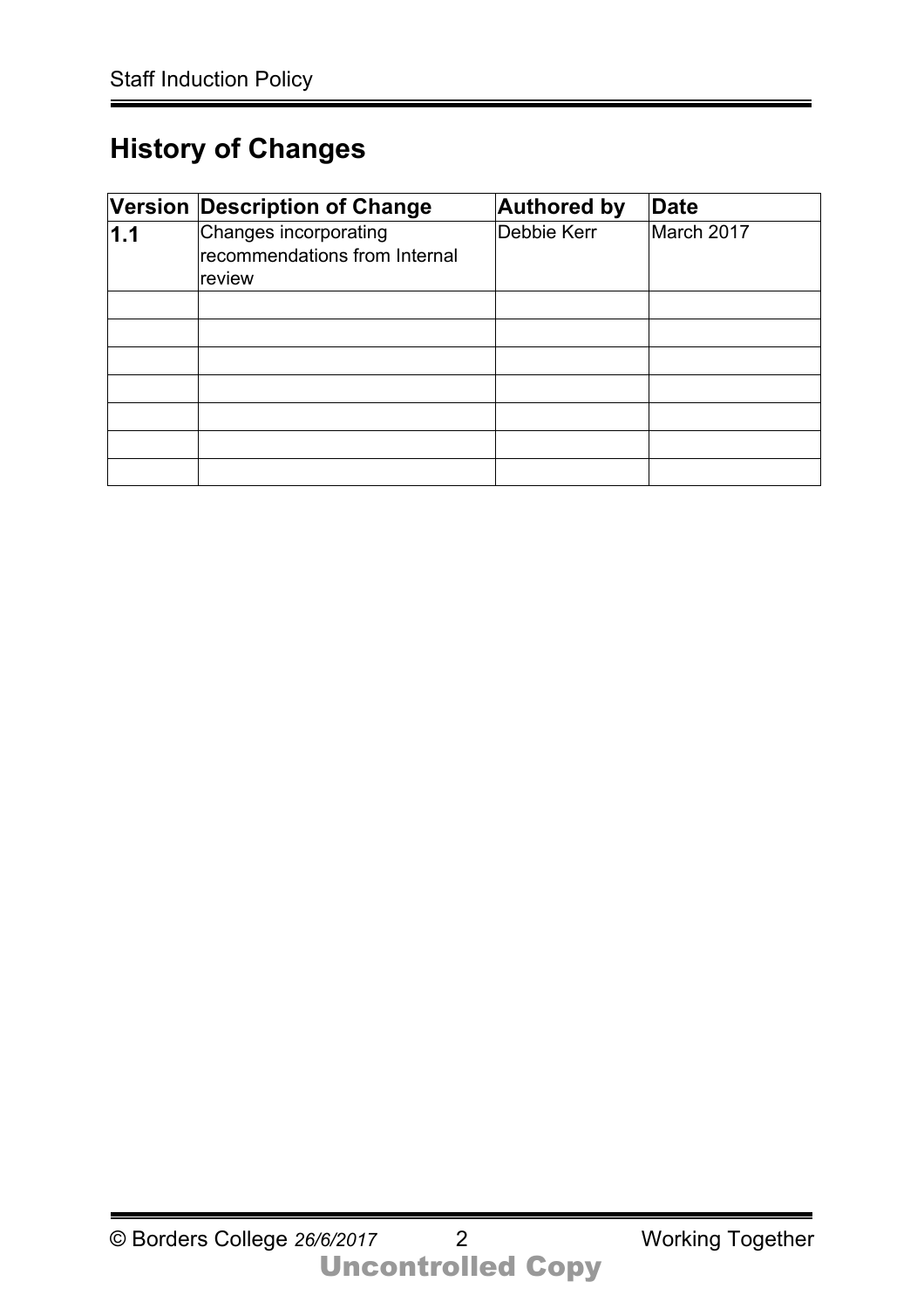# History of Changes

| Version | Description of Change | Authored by | Date |
|---|---|---|---|
| **1.1** | Changes incorporating recommendations from Internal review | Debbie Kerr | March 2017 |
| | | | |
| | | | |
| | | | |
| | | | |
| | | | |
| | | | |
| | | | |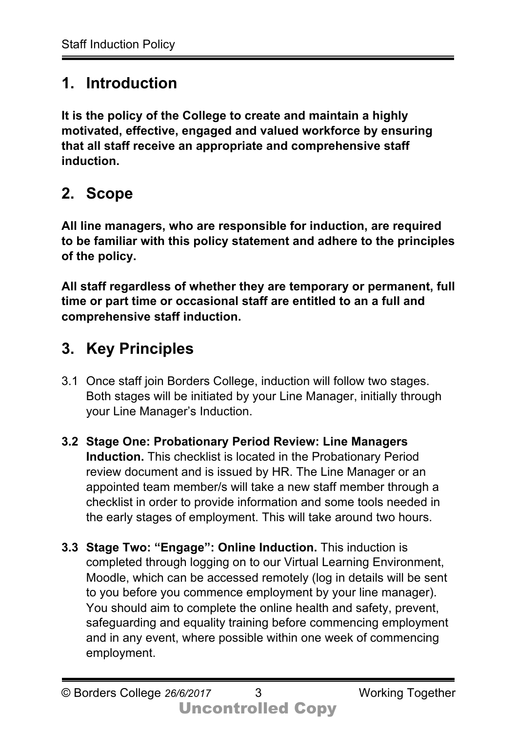## 1. Introduction

**It is the policy of the College to create and maintain a highly motivated, effective, engaged and valued workforce by ensuring that all staff receive an appropriate and comprehensive staff induction.**

## 2. Scope

**All line managers, who are responsible for induction, are required to be familiar with this policy statement and adhere to the principles of the policy.**

**All staff regardless of whether they are temporary or permanent, full time or part time or occasional staff are entitled to an a full and comprehensive staff induction.**

## 3. Key Principles

3.1 Once staff join Borders College, induction will follow two stages. Both stages will be initiated by your Line Manager, initially through your Line Manager's Induction.

**3.2 Stage One: Probationary Period Review: Line Managers Induction.** This checklist is located in the Probationary Period review document and is issued by HR. The Line Manager or an appointed team member/s will take a new staff member through a checklist in order to provide information and some tools needed in the early stages of employment. This will take around two hours.

**3.3 Stage Two: "Engage": Online Induction.** This induction is completed through logging on to our Virtual Learning Environment, Moodle, which can be accessed remotely (log in details will be sent to you before you commence employment by your line manager). You should aim to complete the online health and safety, prevent, safeguarding and equality training before commencing employment and in any event, where possible within one week of commencing employment.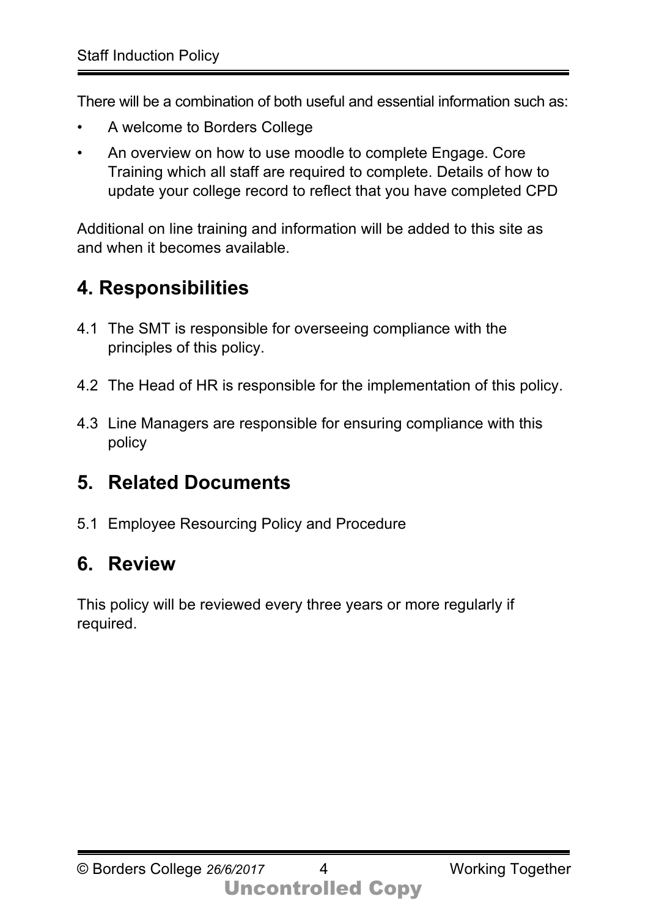There will be a combination of both useful and essential information such as:

- A welcome to Borders College
- An overview on how to use moodle to complete Engage. Core Training which all staff are required to complete. Details of how to update your college record to reflect that you have completed CPD

Additional on line training and information will be added to this site as and when it becomes available.

## 4. Responsibilities

4.1 The SMT is responsible for overseeing compliance with the principles of this policy.

4.2 The Head of HR is responsible for the implementation of this policy.

4.3 Line Managers are responsible for ensuring compliance with this policy

## 5. Related Documents

5.1 Employee Resourcing Policy and Procedure

## 6. Review

This policy will be reviewed every three years or more regularly if required.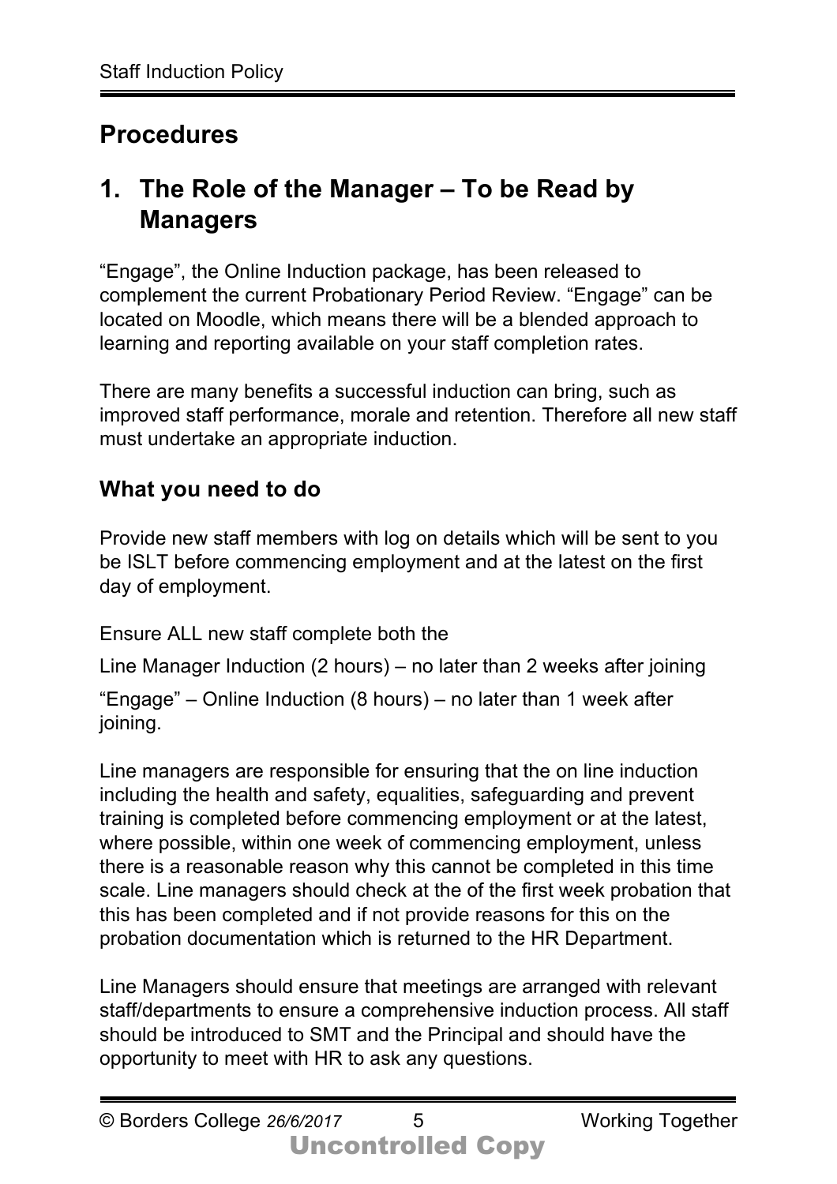# Procedures

## 1. The Role of the Manager – To be Read by Managers

"Engage", the Online Induction package, has been released to complement the current Probationary Period Review. "Engage" can be located on Moodle, which means there will be a blended approach to learning and reporting available on your staff completion rates.

There are many benefits a successful induction can bring, such as improved staff performance, morale and retention. Therefore all new staff must undertake an appropriate induction.

### What you need to do

Provide new staff members with log on details which will be sent to you be ISLT before commencing employment and at the latest on the first day of employment.

Ensure ALL new staff complete both the

Line Manager Induction (2 hours) – no later than 2 weeks after joining

"Engage" – Online Induction (8 hours) – no later than 1 week after joining.

Line managers are responsible for ensuring that the on line induction including the health and safety, equalities, safeguarding and prevent training is completed before commencing employment or at the latest, where possible, within one week of commencing employment, unless there is a reasonable reason why this cannot be completed in this time scale. Line managers should check at the of the first week probation that this has been completed and if not provide reasons for this on the probation documentation which is returned to the HR Department.

Line Managers should ensure that meetings are arranged with relevant staff/departments to ensure a comprehensive induction process. All staff should be introduced to SMT and the Principal and should have the opportunity to meet with HR to ask any questions.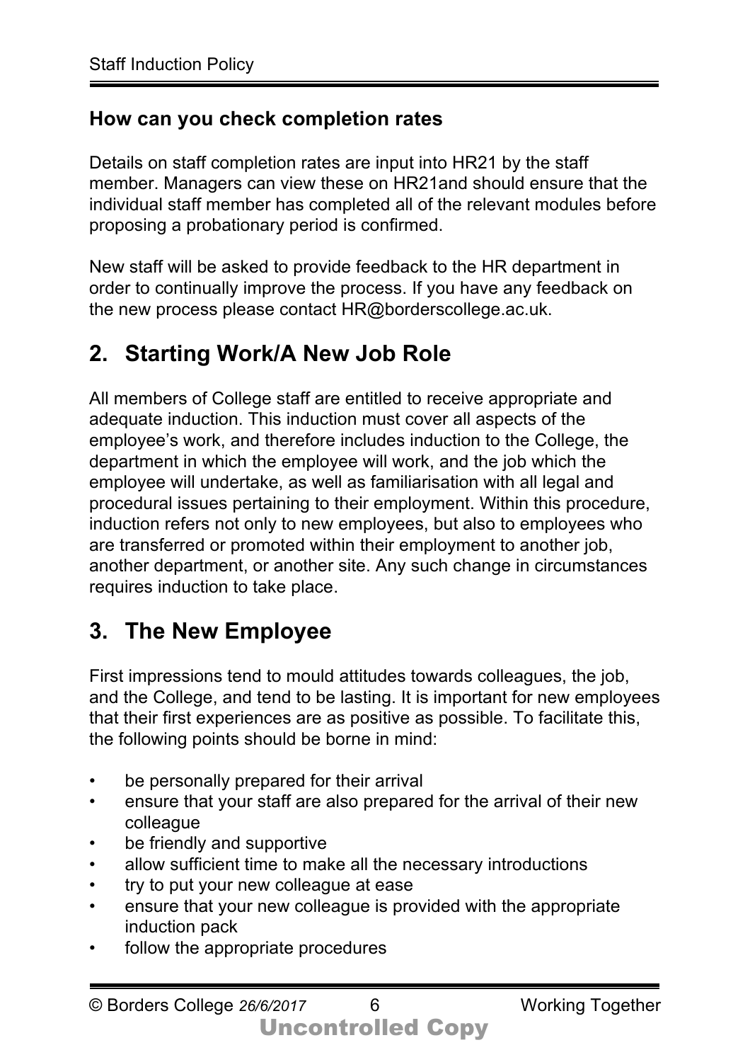### How can you check completion rates

Details on staff completion rates are input into HR21 by the staff member. Managers can view these on HR21and should ensure that the individual staff member has completed all of the relevant modules before proposing a probationary period is confirmed.

New staff will be asked to provide feedback to the HR department in order to continually improve the process. If you have any feedback on the new process please contact HR@borderscollege.ac.uk.

## 2. Starting Work/A New Job Role

All members of College staff are entitled to receive appropriate and adequate induction. This induction must cover all aspects of the employee's work, and therefore includes induction to the College, the department in which the employee will work, and the job which the employee will undertake, as well as familiarisation with all legal and procedural issues pertaining to their employment. Within this procedure, induction refers not only to new employees, but also to employees who are transferred or promoted within their employment to another job, another department, or another site. Any such change in circumstances requires induction to take place.

## 3. The New Employee

First impressions tend to mould attitudes towards colleagues, the job, and the College, and tend to be lasting. It is important for new employees that their first experiences are as positive as possible. To facilitate this, the following points should be borne in mind:

- be personally prepared for their arrival
- ensure that your staff are also prepared for the arrival of their new colleague
- be friendly and supportive
- allow sufficient time to make all the necessary introductions
- try to put your new colleague at ease
- ensure that your new colleague is provided with the appropriate induction pack
- follow the appropriate procedures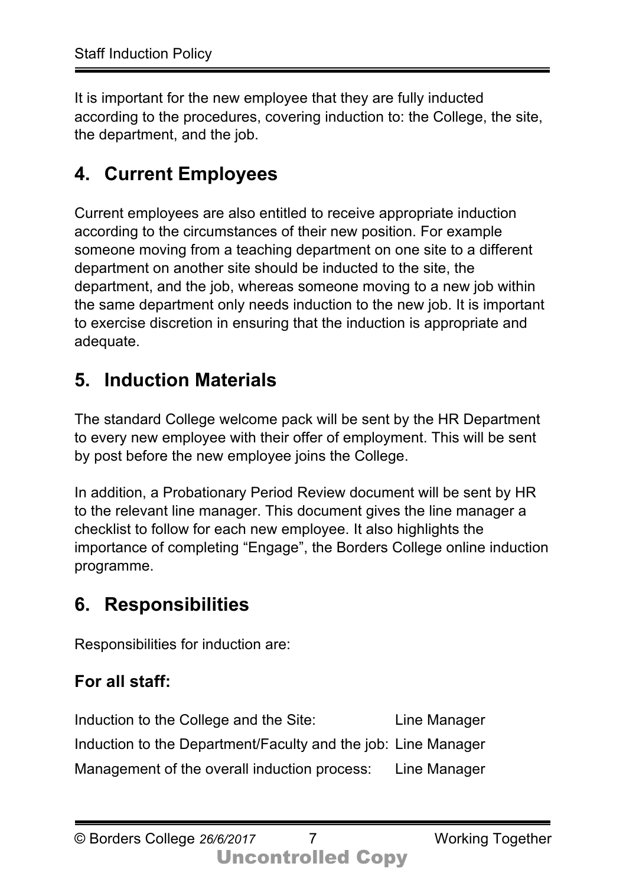It is important for the new employee that they are fully inducted according to the procedures, covering induction to: the College, the site, the department, and the job.

## 4. Current Employees

Current employees are also entitled to receive appropriate induction according to the circumstances of their new position. For example someone moving from a teaching department on one site to a different department on another site should be inducted to the site, the department, and the job, whereas someone moving to a new job within the same department only needs induction to the new job. It is important to exercise discretion in ensuring that the induction is appropriate and adequate.

## 5. Induction Materials

The standard College welcome pack will be sent by the HR Department to every new employee with their offer of employment. This will be sent by post before the new employee joins the College.

In addition, a Probationary Period Review document will be sent by HR to the relevant line manager. This document gives the line manager a checklist to follow for each new employee. It also highlights the importance of completing "Engage", the Borders College online induction programme.

## 6. Responsibilities

Responsibilities for induction are:

### For all staff:

| | |
|---|---|
| Induction to the College and the Site: | Line Manager |
| Induction to the Department/Faculty and the job: | Line Manager |
| Management of the overall induction process: | Line Manager |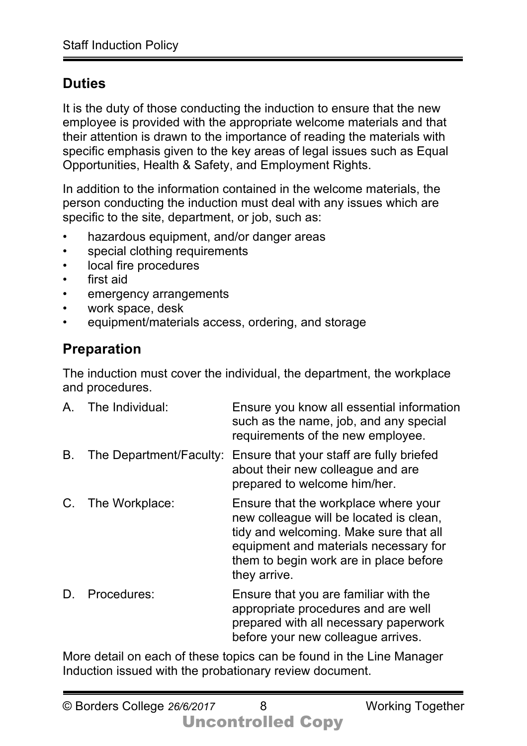## Duties

It is the duty of those conducting the induction to ensure that the new employee is provided with the appropriate welcome materials and that their attention is drawn to the importance of reading the materials with specific emphasis given to the key areas of legal issues such as Equal Opportunities, Health & Safety, and Employment Rights.

In addition to the information contained in the welcome materials, the person conducting the induction must deal with any issues which are specific to the site, department, or job, such as:

- hazardous equipment, and/or danger areas
- special clothing requirements
- local fire procedures
- first aid
- emergency arrangements
- work space, desk
- equipment/materials access, ordering, and storage

## Preparation

The induction must cover the individual, the department, the workplace and procedures.

| | | |
|---|---|---|
| A. | The Individual: | Ensure you know all essential information such as the name, job, and any special requirements of the new employee. |
| B. | The Department/Faculty: | Ensure that your staff are fully briefed about their new colleague and are prepared to welcome him/her. |
| C. | The Workplace: | Ensure that the workplace where your new colleague will be located is clean, tidy and welcoming. Make sure that all equipment and materials necessary for them to begin work are in place before they arrive. |
| D. | Procedures: | Ensure that you are familiar with the appropriate procedures and are well prepared with all necessary paperwork before your new colleague arrives. |

More detail on each of these topics can be found in the Line Manager Induction issued with the probationary review document.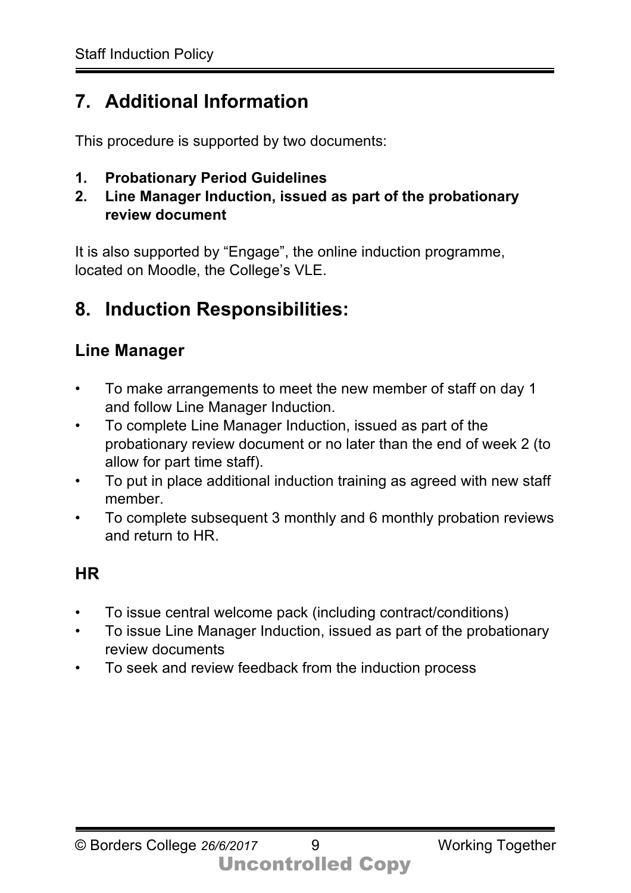## 7. Additional Information

This procedure is supported by two documents:

1. **Probationary Period Guidelines**
2. **Line Manager Induction, issued as part of the probationary review document**

It is also supported by "Engage", the online induction programme, located on Moodle, the College's VLE.

## 8. Induction Responsibilities:

### Line Manager

- To make arrangements to meet the new member of staff on day 1 and follow Line Manager Induction.
- To complete Line Manager Induction, issued as part of the probationary review document or no later than the end of week 2 (to allow for part time staff).
- To put in place additional induction training as agreed with new staff member.
- To complete subsequent 3 monthly and 6 monthly probation reviews and return to HR.

### HR

- To issue central welcome pack (including contract/conditions)
- To issue Line Manager Induction, issued as part of the probationary review documents
- To seek and review feedback from the induction process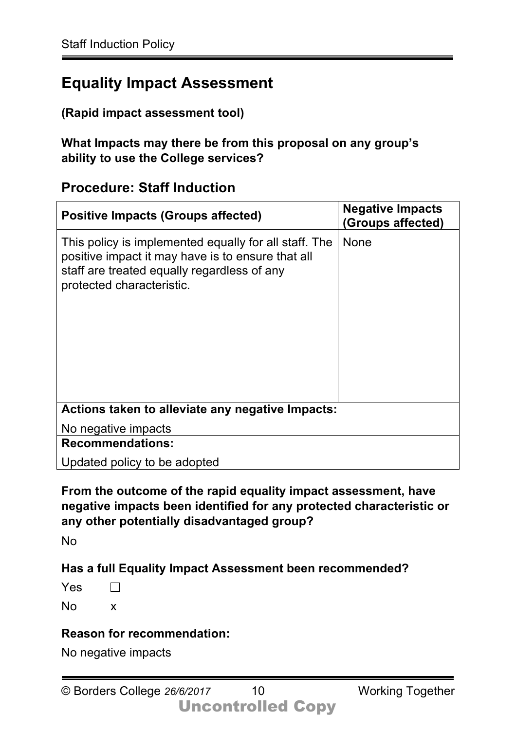## Equality Impact Assessment

**(Rapid impact assessment tool)**

**What Impacts may there be from this proposal on any group's ability to use the College services?**

### Procedure: Staff Induction

| Positive Impacts (Groups affected) | Negative Impacts (Groups affected) |
|---|---|
| This policy is implemented equally for all staff. The positive impact it may have is to ensure that all staff are treated equally regardless of any protected characteristic. | None |
| **Actions taken to alleviate any negative Impacts:**<br>No negative impacts | |
| **Recommendations:**<br>Updated policy to be adopted | |

**From the outcome of the rapid equality impact assessment, have negative impacts been identified for any protected characteristic or any other potentially disadvantaged group?**

No

**Has a full Equality Impact Assessment been recommended?**

Yes ☐

No x

**Reason for recommendation:**

No negative impacts

Uncontrolled Copy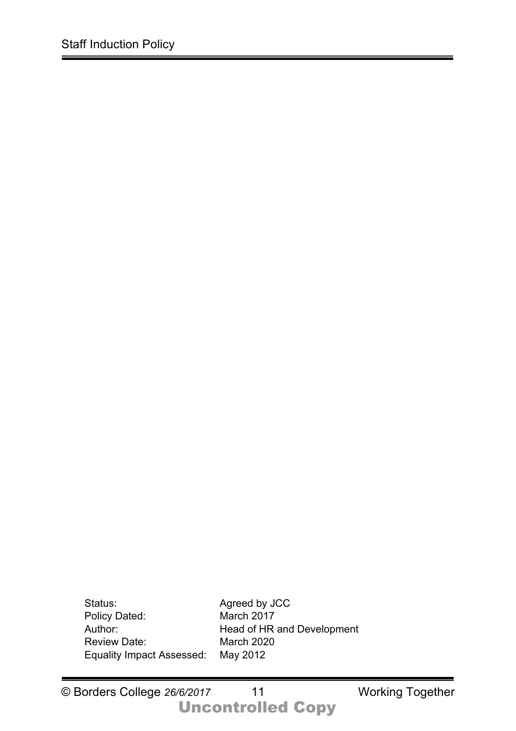| | |
|---|---|
| Status: | Agreed by JCC |
| Policy Dated: | March 2017 |
| Author: | Head of HR and Development |
| Review Date: | March 2020 |
| Equality Impact Assessed: | May 2012 |